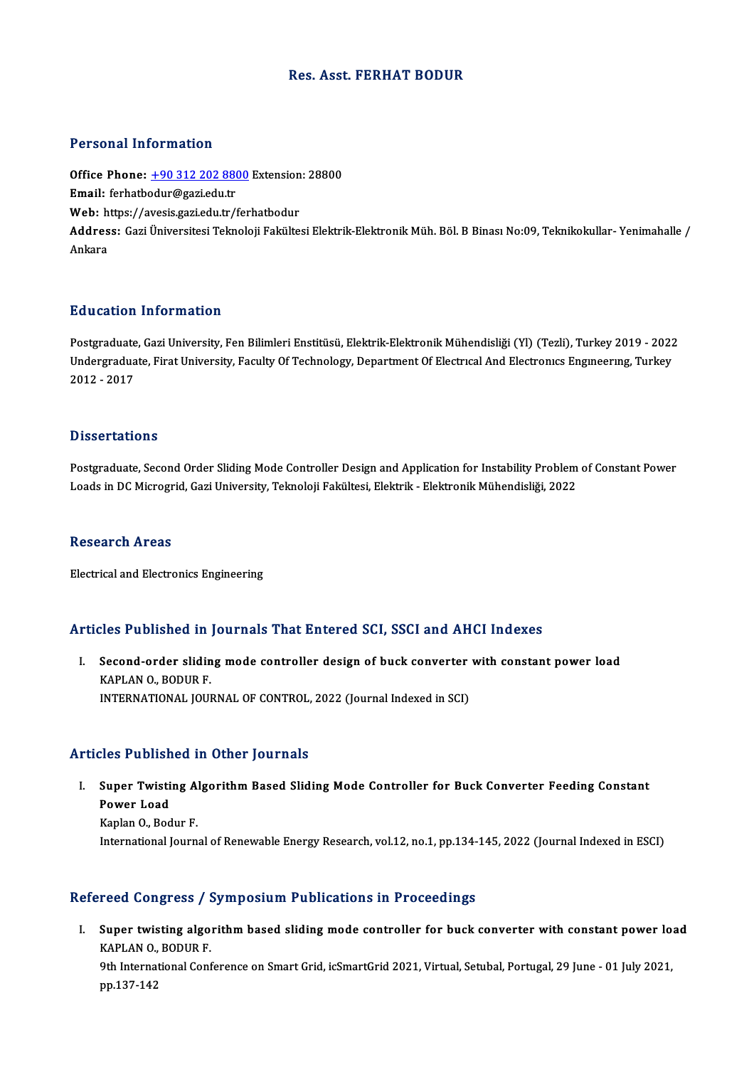# Res. Asst. FERHAT BODUR

## Personal Information

**Office Phone:** +90 312 202 8800 Extension: 28800
**Email:** ferhatbodur@gazi.edu.tr
**Web:** https://avesis.gazi.edu.tr/ferhatbodur
**Address:** Gazi Üniversitesi Teknoloji Fakültesi Elektrik-Elektronik Müh. Böl. B Binası No:09, Teknikokullar- Yenimahalle / Ankara

## Education Information

Postgraduate, Gazi University, Fen Bilimleri Enstitüsü, Elektrik-Elektronik Mühendisliği (Yl) (Tezli), Turkey 2019 - 2022
Undergraduate, Firat University, Faculty Of Technology, Department Of Electrıcal And Electronıcs Engıneerıng, Turkey 2012 - 2017

## Dissertations

Postgraduate, Second Order Sliding Mode Controller Design and Application for Instability Problem of Constant Power Loads in DC Microgrid, Gazi University, Teknoloji Fakültesi, Elektrik - Elektronik Mühendisliği, 2022

## Research Areas

Electrical and Electronics Engineering

## Articles Published in Journals That Entered SCI, SSCI and AHCI Indexes

I. **Second-order sliding mode controller design of buck converter with constant power load**
KAPLAN O., BODUR F.
INTERNATIONAL JOURNAL OF CONTROL, 2022 (Journal Indexed in SCI)

## Articles Published in Other Journals

I. **Super Twisting Algorithm Based Sliding Mode Controller for Buck Converter Feeding Constant Power Load**
Kaplan O., Bodur F.
International Journal of Renewable Energy Research, vol.12, no.1, pp.134-145, 2022 (Journal Indexed in ESCI)

## Refereed Congress / Symposium Publications in Proceedings

I. **Super twisting algorithm based sliding mode controller for buck converter with constant power load**
KAPLAN O., BODUR F.
9th International Conference on Smart Grid, icSmartGrid 2021, Virtual, Setubal, Portugal, 29 June - 01 July 2021, pp.137-142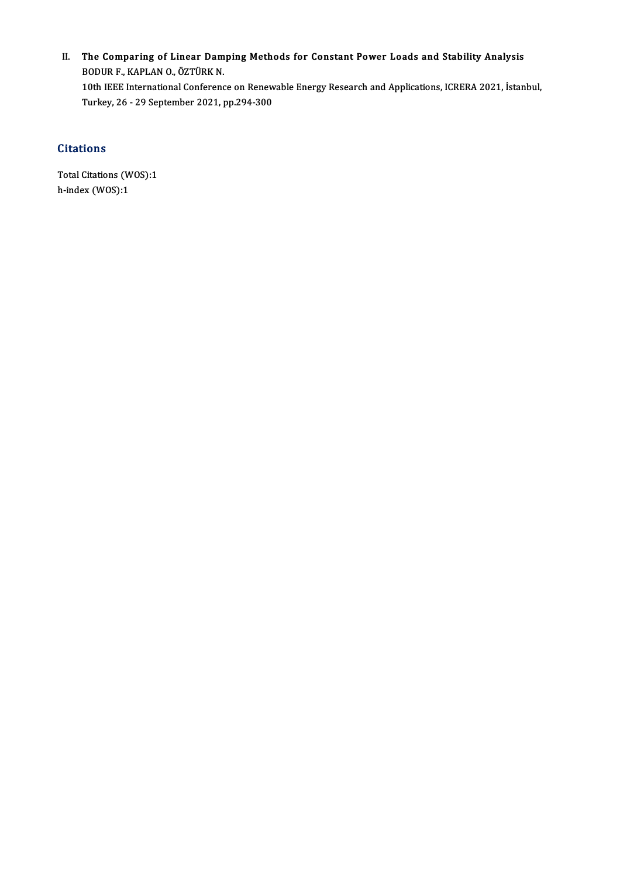II. **The Comparing of Linear Damping Methods for Constant Power Loads and Stability Analysis**
BODUR F., KAPLAN O., ÖZTÜRK N.
10th IEEE International Conference on Renewable Energy Research and Applications, ICRERA 2021, İstanbul, Turkey, 26 - 29 September 2021, pp.294-300

## Citations

Total Citations (WOS):1
h-index (WOS):1